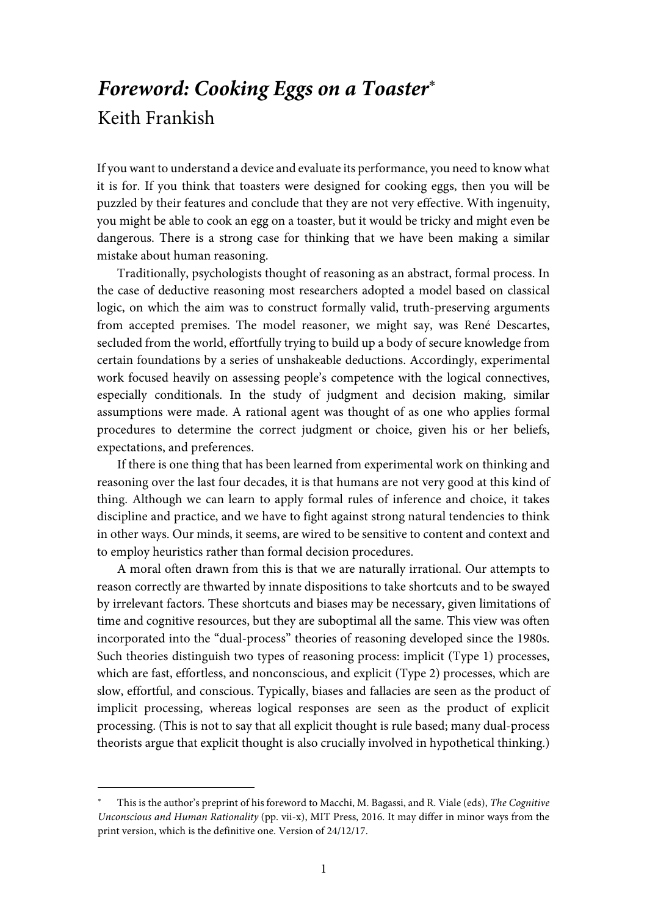# *Foreword: Cooking Eggs on a Toaster*[*]

Keith Frankish

If you want to understand a device and evaluate its performance, you need to know what it is for. If you think that toasters were designed for cooking eggs, then you will be puzzled by their features and conclude that they are not very effective. With ingenuity, you might be able to cook an egg on a toaster, but it would be tricky and might even be dangerous. There is a strong case for thinking that we have been making a similar mistake about human reasoning.

Traditionally, psychologists thought of reasoning as an abstract, formal process. In the case of deductive reasoning most researchers adopted a model based on classical logic, on which the aim was to construct formally valid, truth-preserving arguments from accepted premises. The model reasoner, we might say, was René Descartes, secluded from the world, effortfully trying to build up a body of secure knowledge from certain foundations by a series of unshakeable deductions. Accordingly, experimental work focused heavily on assessing people's competence with the logical connectives, especially conditionals. In the study of judgment and decision making, similar assumptions were made. A rational agent was thought of as one who applies formal procedures to determine the correct judgment or choice, given his or her beliefs, expectations, and preferences.

If there is one thing that has been learned from experimental work on thinking and reasoning over the last four decades, it is that humans are not very good at this kind of thing. Although we can learn to apply formal rules of inference and choice, it takes discipline and practice, and we have to fight against strong natural tendencies to think in other ways. Our minds, it seems, are wired to be sensitive to content and context and to employ heuristics rather than formal decision procedures.

A moral often drawn from this is that we are naturally irrational. Our attempts to reason correctly are thwarted by innate dispositions to take shortcuts and to be swayed by irrelevant factors. These shortcuts and biases may be necessary, given limitations of time and cognitive resources, but they are suboptimal all the same. This view was often incorporated into the "dual-process" theories of reasoning developed since the 1980s. Such theories distinguish two types of reasoning process: implicit (Type 1) processes, which are fast, effortless, and nonconscious, and explicit (Type 2) processes, which are slow, effortful, and conscious. Typically, biases and fallacies are seen as the product of implicit processing, whereas logical responses are seen as the product of explicit processing. (This is not to say that all explicit thought is rule based; many dual-process theorists argue that explicit thought is also crucially involved in hypothetical thinking.)

---

[*] This is the author's preprint of his foreword to Macchi, M. Bagassi, and R. Viale (eds), *The Cognitive Unconscious and Human Rationality* (pp. vii-x), MIT Press, 2016. It may differ in minor ways from the print version, which is the definitive one. Version of 24/12/17.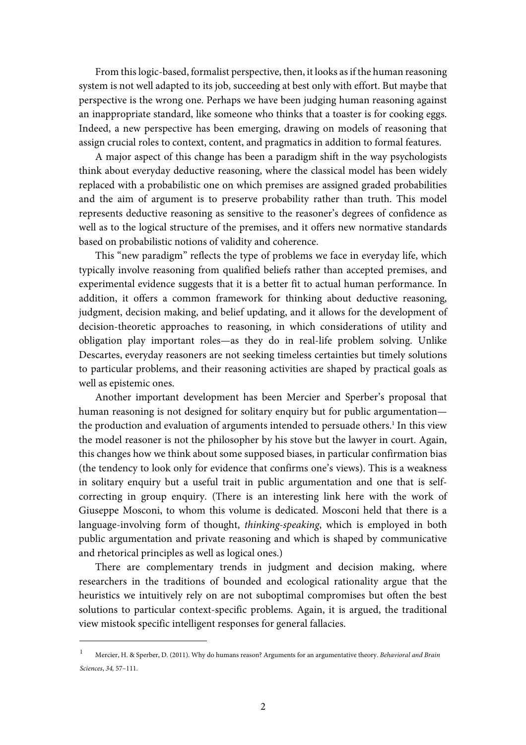From this logic-based, formalist perspective, then, it looks as if the human reasoning system is not well adapted to its job, succeeding at best only with effort. But maybe that perspective is the wrong one. Perhaps we have been judging human reasoning against an inappropriate standard, like someone who thinks that a toaster is for cooking eggs. Indeed, a new perspective has been emerging, drawing on models of reasoning that assign crucial roles to context, content, and pragmatics in addition to formal features.

A major aspect of this change has been a paradigm shift in the way psychologists think about everyday deductive reasoning, where the classical model has been widely replaced with a probabilistic one on which premises are assigned graded probabilities and the aim of argument is to preserve probability rather than truth. This model represents deductive reasoning as sensitive to the reasoner's degrees of confidence as well as to the logical structure of the premises, and it offers new normative standards based on probabilistic notions of validity and coherence.

This "new paradigm" reflects the type of problems we face in everyday life, which typically involve reasoning from qualified beliefs rather than accepted premises, and experimental evidence suggests that it is a better fit to actual human performance. In addition, it offers a common framework for thinking about deductive reasoning, judgment, decision making, and belief updating, and it allows for the development of decision-theoretic approaches to reasoning, in which considerations of utility and obligation play important roles—as they do in real-life problem solving. Unlike Descartes, everyday reasoners are not seeking timeless certainties but timely solutions to particular problems, and their reasoning activities are shaped by practical goals as well as epistemic ones.

Another important development has been Mercier and Sperber's proposal that human reasoning is not designed for solitary enquiry but for public argumentation—the production and evaluation of arguments intended to persuade others.[1] In this view the model reasoner is not the philosopher by his stove but the lawyer in court. Again, this changes how we think about some supposed biases, in particular confirmation bias (the tendency to look only for evidence that confirms one's views). This is a weakness in solitary enquiry but a useful trait in public argumentation and one that is self-correcting in group enquiry. (There is an interesting link here with the work of Giuseppe Mosconi, to whom this volume is dedicated. Mosconi held that there is a language-involving form of thought, *thinking-speaking*, which is employed in both public argumentation and private reasoning and which is shaped by communicative and rhetorical principles as well as logical ones.)

There are complementary trends in judgment and decision making, where researchers in the traditions of bounded and ecological rationality argue that the heuristics we intuitively rely on are not suboptimal compromises but often the best solutions to particular context-specific problems. Again, it is argued, the traditional view mistook specific intelligent responses for general fallacies.

---

[1] Mercier, H. & Sperber, D. (2011). Why do humans reason? Arguments for an argumentative theory. *Behavioral and Brain Sciences*, *34*, 57–111.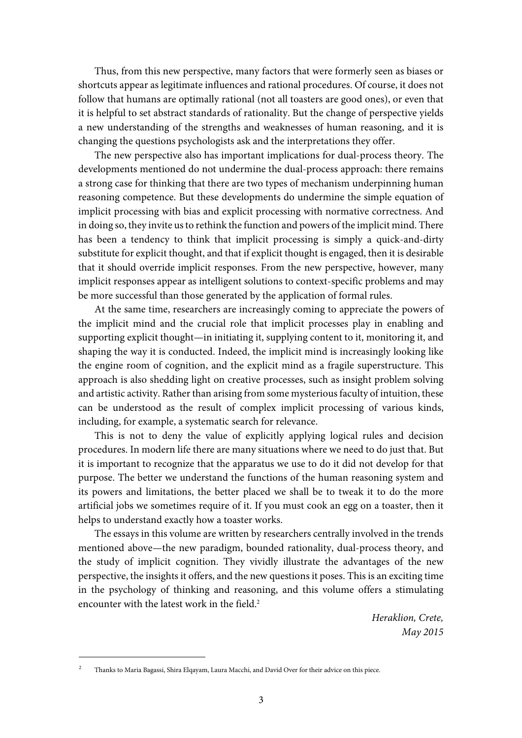Thus, from this new perspective, many factors that were formerly seen as biases or shortcuts appear as legitimate influences and rational procedures. Of course, it does not follow that humans are optimally rational (not all toasters are good ones), or even that it is helpful to set abstract standards of rationality. But the change of perspective yields a new understanding of the strengths and weaknesses of human reasoning, and it is changing the questions psychologists ask and the interpretations they offer.

The new perspective also has important implications for dual-process theory. The developments mentioned do not undermine the dual-process approach: there remains a strong case for thinking that there are two types of mechanism underpinning human reasoning competence. But these developments do undermine the simple equation of implicit processing with bias and explicit processing with normative correctness. And in doing so, they invite us to rethink the function and powers of the implicit mind. There has been a tendency to think that implicit processing is simply a quick-and-dirty substitute for explicit thought, and that if explicit thought is engaged, then it is desirable that it should override implicit responses. From the new perspective, however, many implicit responses appear as intelligent solutions to context-specific problems and may be more successful than those generated by the application of formal rules.

At the same time, researchers are increasingly coming to appreciate the powers of the implicit mind and the crucial role that implicit processes play in enabling and supporting explicit thought—in initiating it, supplying content to it, monitoring it, and shaping the way it is conducted. Indeed, the implicit mind is increasingly looking like the engine room of cognition, and the explicit mind as a fragile superstructure. This approach is also shedding light on creative processes, such as insight problem solving and artistic activity. Rather than arising from some mysterious faculty of intuition, these can be understood as the result of complex implicit processing of various kinds, including, for example, a systematic search for relevance.

This is not to deny the value of explicitly applying logical rules and decision procedures. In modern life there are many situations where we need to do just that. But it is important to recognize that the apparatus we use to do it did not develop for that purpose. The better we understand the functions of the human reasoning system and its powers and limitations, the better placed we shall be to tweak it to do the more artificial jobs we sometimes require of it. If you must cook an egg on a toaster, then it helps to understand exactly how a toaster works.

The essays in this volume are written by researchers centrally involved in the trends mentioned above—the new paradigm, bounded rationality, dual-process theory, and the study of implicit cognition. They vividly illustrate the advantages of the new perspective, the insights it offers, and the new questions it poses. This is an exciting time in the psychology of thinking and reasoning, and this volume offers a stimulating encounter with the latest work in the field.[2]

*Heraklion, Crete,*
*May 2015*

[2] Thanks to Maria Bagassi, Shira Elqayam, Laura Macchi, and David Over for their advice on this piece.